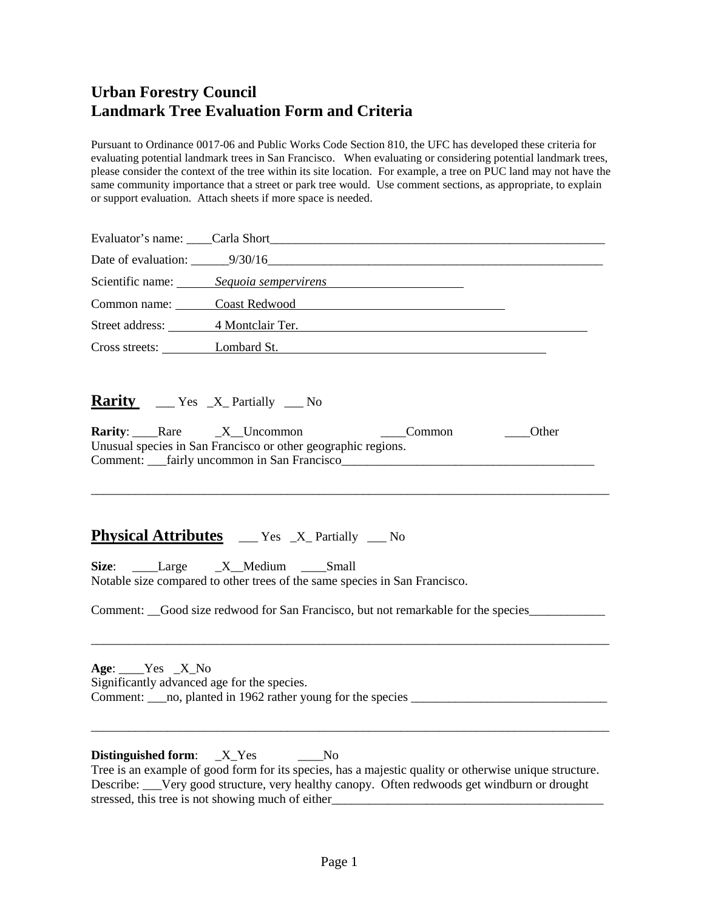# Urban Forestry Council
# Landmark Tree Evaluation Form and Criteria

Pursuant to Ordinance 0017-06 and Public Works Code Section 810, the UFC has developed these criteria for evaluating potential landmark trees in San Francisco. When evaluating or considering potential landmark trees, please consider the context of the tree within its site location. For example, a tree on PUC land may not have the same community importance that a street or park tree would. Use comment sections, as appropriate, to explain or support evaluation. Attach sheets if more space is needed.

Evaluator's name: ____Carla Short____________________________________________________

Date of evaluation: ______9/30/16____________________________________________________

Scientific name: *Sequoia sempervirens*

Common name: Coast Redwood

Street address: 4 Montclair Ter.

Cross streets: Lombard St.

## Rarity ___ Yes _X_ Partially ___ No

**Rarity**: ____Rare _X__Uncommon ____Common ____Other

Unusual species in San Francisco or other geographic regions.

Comment: ___fairly uncommon in San Francisco_________________________________________

___________________________________________________________________________________

## Physical Attributes ___ Yes _X_ Partially ___ No

**Size**: ____Large _X__Medium ____Small

Notable size compared to other trees of the same species in San Francisco.

Comment: __Good size redwood for San Francisco, but not remarkable for the species____________

___________________________________________________________________________________

**Age**: ____Yes _X_No

Significantly advanced age for the species.

Comment: ___no, planted in 1962 rather young for the species _______________________________

___________________________________________________________________________________

**Distinguished form**: _X_Yes ____No

Tree is an example of good form for its species, has a majestic quality or otherwise unique structure.

Describe: ___Very good structure, very healthy canopy. Often redwoods get windburn or drought stressed, this tree is not showing much of either_____________________________________________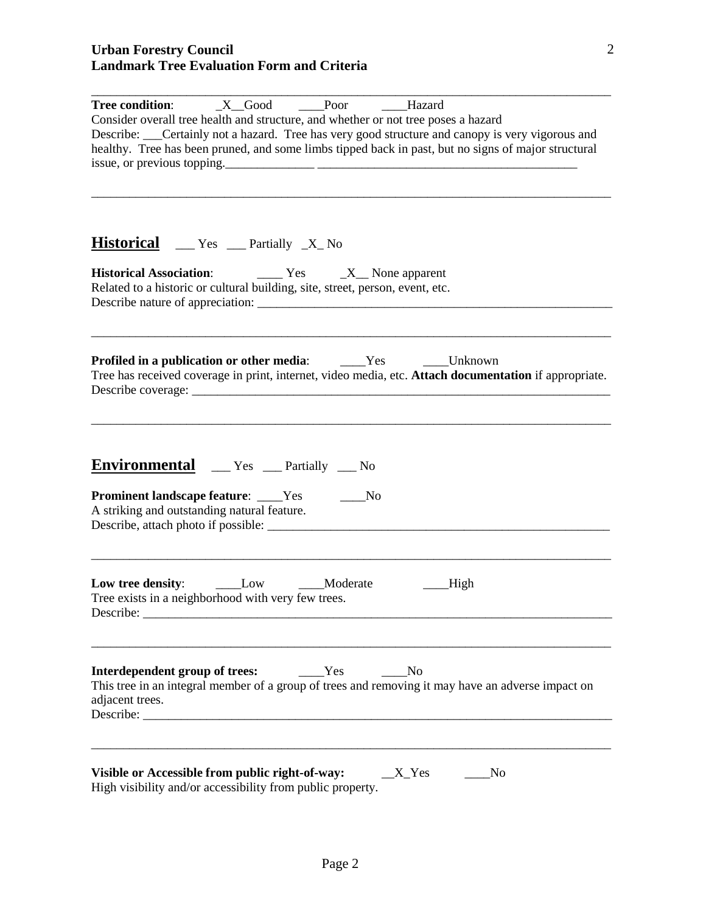**Urban Forestry Council**
**Landmark Tree Evaluation Form and Criteria**

---

**Tree condition**: _X__Good ____Poor ____Hazard

Consider overall tree health and structure, and whether or not tree poses a hazard

Describe: ___Certainly not a hazard. Tree has very good structure and canopy is very vigorous and healthy. Tree has been pruned, and some limbs tipped back in past, but no signs of major structural issue, or previous topping.______________ _________________________________________

---

## Historical ___ Yes ___ Partially _X_ No

**Historical Association**: ____ Yes _X__ None apparent

Related to a historic or cultural building, site, street, person, event, etc.

Describe nature of appreciation: ___________________________________________________________

---

**Profiled in a publication or other media**: ____Yes ____Unknown

Tree has received coverage in print, internet, video media, etc. **Attach documentation** if appropriate.

Describe coverage: ______________________________________________________________________

---

## Environmental ___ Yes ___ Partially ___ No

**Prominent landscape feature**: ____Yes ____No

A striking and outstanding natural feature.

Describe, attach photo if possible: _________________________________________________________

---

**Low tree density**: ____Low ____Moderate ____High

Tree exists in a neighborhood with very few trees.

Describe: _____________________________________________________________________________

---

**Interdependent group of trees:** ____Yes ____No

This tree in an integral member of a group of trees and removing it may have an adverse impact on adjacent trees.

Describe: _____________________________________________________________________________

---

**Visible or Accessible from public right-of-way:** __X_Yes ____No

High visibility and/or accessibility from public property.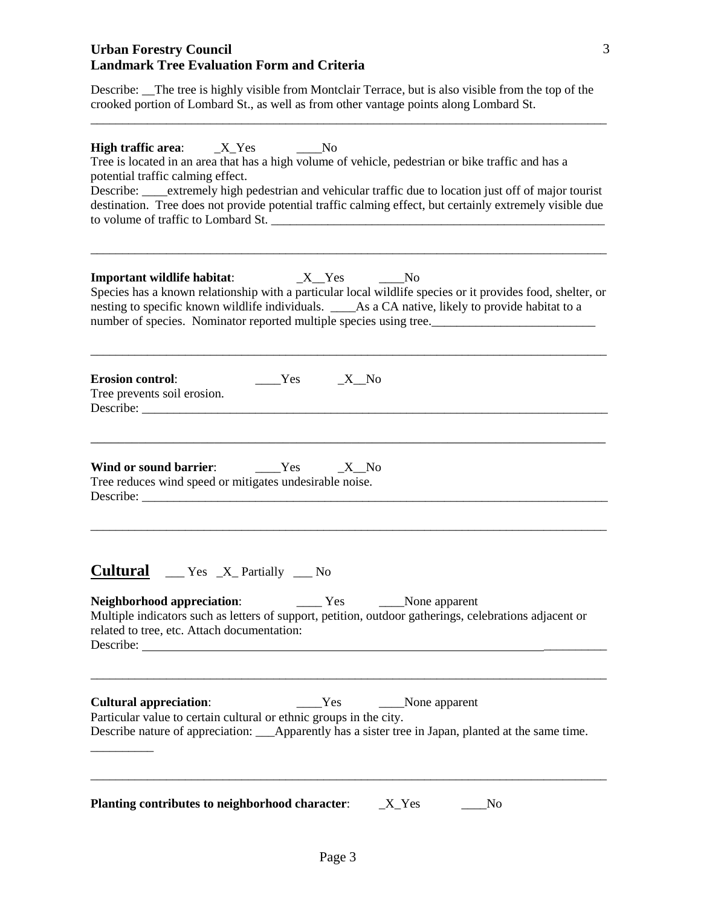**Urban Forestry Council**
**Landmark Tree Evaluation Form and Criteria**

Describe: __The tree is highly visible from Montclair Terrace, but is also visible from the top of the crooked portion of Lombard St., as well as from other vantage points along Lombard St.

---

**High traffic area**: _X_Yes ____No

Tree is located in an area that has a high volume of vehicle, pedestrian or bike traffic and has a potential traffic calming effect.

Describe: ____extremely high pedestrian and vehicular traffic due to location just off of major tourist destination. Tree does not provide potential traffic calming effect, but certainly extremely visible due to volume of traffic to Lombard St. ____________________

---

**Important wildlife habitat**: _X__Yes ____No

Species has a known relationship with a particular local wildlife species or it provides food, shelter, or nesting to specific known wildlife individuals. ____As a CA native, likely to provide habitat to a number of species. Nominator reported multiple species using tree.____________________

---

**Erosion control**: ____Yes _X__No

Tree prevents soil erosion.

Describe: ____________________

---

**Wind or sound barrier**: ____Yes _X__No

Tree reduces wind speed or mitigates undesirable noise.

Describe: ____________________

---

## Cultural ___ Yes _X_ Partially ___ No

**Neighborhood appreciation**: ____ Yes ____None apparent

Multiple indicators such as letters of support, petition, outdoor gatherings, celebrations adjacent or related to tree, etc. Attach documentation:

Describe: ____________________

---

**Cultural appreciation**: ____Yes ____None apparent

Particular value to certain cultural or ethnic groups in the city.

Describe nature of appreciation: ___Apparently has a sister tree in Japan, planted at the same time. __________

---

**Planting contributes to neighborhood character**: _X_Yes ____No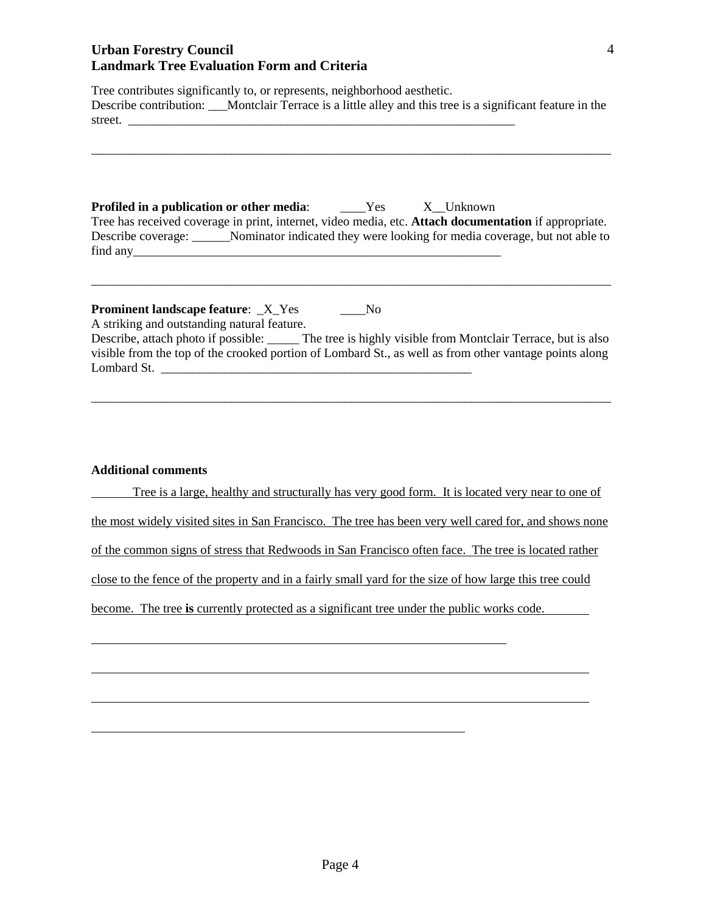Tree contributes significantly to, or represents, neighborhood aesthetic.
Describe contribution: ___Montclair Terrace is a little alley and this tree is a significant feature in the street. ________________________________________________________________

**Profiled in a publication or other media**: ____Yes X__Unknown
Tree has received coverage in print, internet, video media, etc. **Attach documentation** if appropriate.
Describe coverage: ______Nominator indicated they were looking for media coverage, but not able to find any____________________________________________________________

**Prominent landscape feature**: _X_Yes ____No
A striking and outstanding natural feature.
Describe, attach photo if possible: _____ The tree is highly visible from Montclair Terrace, but is also visible from the top of the crooked portion of Lombard St., as well as from other vantage points along Lombard St. ___________________________________________________

**Additional comments**

Tree is a large, healthy and structurally has very good form. It is located very near to one of the most widely visited sites in San Francisco. The tree has been very well cared for, and shows none of the common signs of stress that Redwoods in San Francisco often face. The tree is located rather close to the fence of the property and in a fairly small yard for the size of how large this tree could become. The tree **is** currently protected as a significant tree under the public works code.